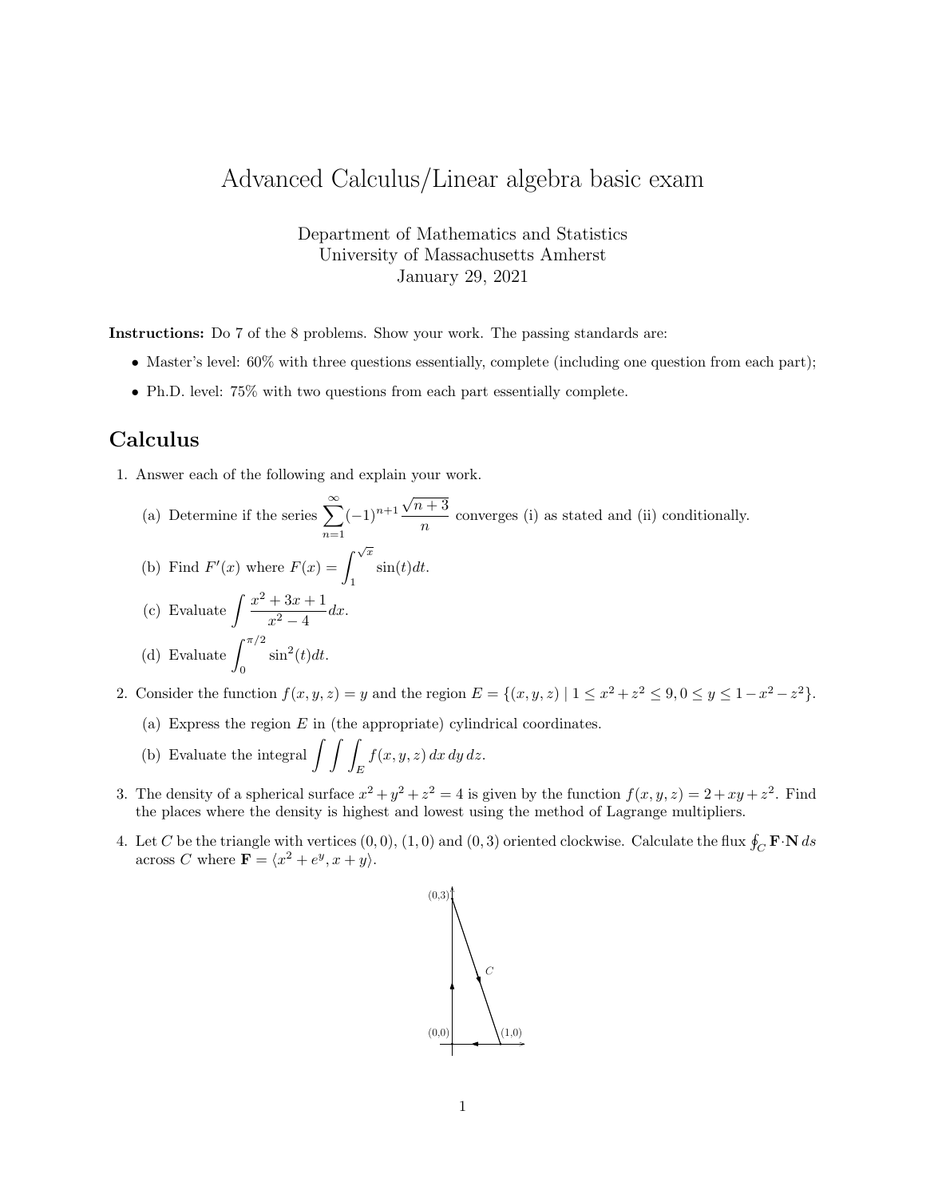# Advanced Calculus/Linear algebra basic exam

Department of Mathematics and Statistics
University of Massachusetts Amherst
January 29, 2021

**Instructions:** Do 7 of the 8 problems. Show your work. The passing standards are:

- Master's level: 60% with three questions essentially, complete (including one question from each part);
- Ph.D. level: 75% with two questions from each part essentially complete.

## Calculus

1. Answer each of the following and explain your work.

   (a) Determine if the series $\sum_{n=1}^{\infty}(-1)^{n+1}\frac{\sqrt{n+3}}{n}$ converges (i) as stated and (ii) conditionally.

   (b) Find $F'(x)$ where $F(x) = \int_1^{\sqrt{x}} \sin(t)dt$.

   (c) Evaluate $\int \frac{x^2+3x+1}{x^2-4}dx$.

   (d) Evaluate $\int_0^{\pi/2} \sin^2(t)dt$.

2. Consider the function $f(x, y, z) = y$ and the region $E = \{(x, y, z) \mid 1 \le x^2+z^2 \le 9, 0 \le y \le 1-x^2-z^2\}$.

   (a) Express the region $E$ in (the appropriate) cylindrical coordinates.

   (b) Evaluate the integral $\int\int\int_E f(x, y, z)\, dx\, dy\, dz$.

3. The density of a spherical surface $x^2+y^2+z^2 = 4$ is given by the function $f(x, y, z) = 2+xy+z^2$. Find the places where the density is highest and lowest using the method of Lagrange multipliers.

4. Let $C$ be the triangle with vertices $(0, 0)$, $(1, 0)$ and $(0, 3)$ oriented clockwise. Calculate the flux $\oint_C \mathbf{F}\cdot\mathbf{N}\, ds$ across $C$ where $\mathbf{F} = \langle x^2+e^y, x+y\rangle$.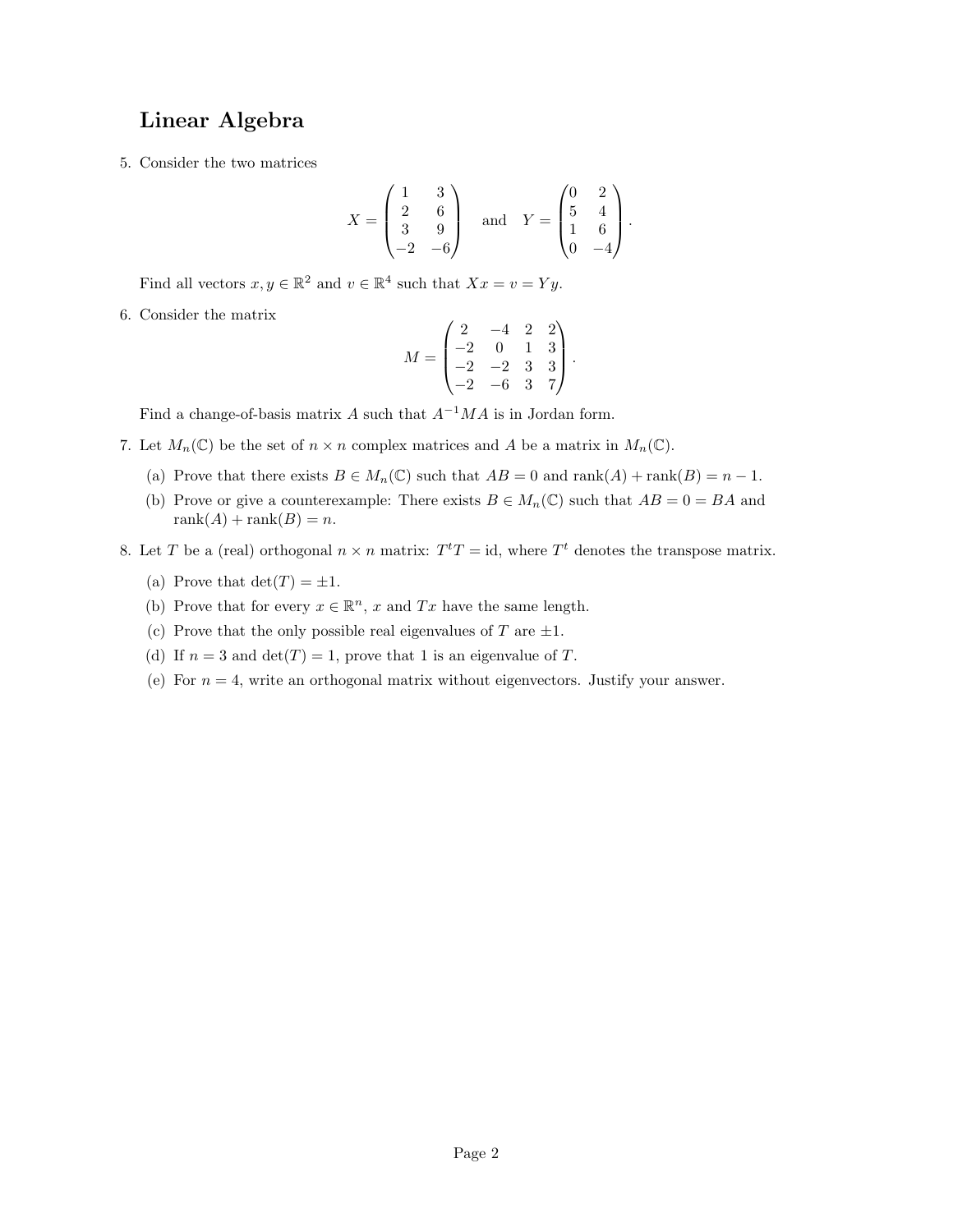## Linear Algebra

5. Consider the two matrices

$$X = \begin{pmatrix} 1 & 3 \\ 2 & 6 \\ 3 & 9 \\ -2 & -6 \end{pmatrix} \quad \text{and} \quad Y = \begin{pmatrix} 0 & 2 \\ 5 & 4 \\ 1 & 6 \\ 0 & -4 \end{pmatrix}.$$

Find all vectors $x, y \in \mathbb{R}^2$ and $v \in \mathbb{R}^4$ such that $Xx = v = Yy$.

6. Consider the matrix

$$M = \begin{pmatrix} 2 & -4 & 2 & 2 \\ -2 & 0 & 1 & 3 \\ -2 & -2 & 3 & 3 \\ -2 & -6 & 3 & 7 \end{pmatrix}.$$

Find a change-of-basis matrix $A$ such that $A^{-1}MA$ is in Jordan form.

7. Let $M_n(\mathbb{C})$ be the set of $n \times n$ complex matrices and $A$ be a matrix in $M_n(\mathbb{C})$.

   (a) Prove that there exists $B \in M_n(\mathbb{C})$ such that $AB = 0$ and $\text{rank}(A) + \text{rank}(B) = n - 1$.

   (b) Prove or give a counterexample: There exists $B \in M_n(\mathbb{C})$ such that $AB = 0 = BA$ and $\text{rank}(A) + \text{rank}(B) = n$.

8. Let $T$ be a (real) orthogonal $n \times n$ matrix: $T^t T = \text{id}$, where $T^t$ denotes the transpose matrix.

   (a) Prove that $\det(T) = \pm 1$.

   (b) Prove that for every $x \in \mathbb{R}^n$, $x$ and $Tx$ have the same length.

   (c) Prove that the only possible real eigenvalues of $T$ are $\pm 1$.

   (d) If $n = 3$ and $\det(T) = 1$, prove that 1 is an eigenvalue of $T$.

   (e) For $n = 4$, write an orthogonal matrix without eigenvectors. Justify your answer.